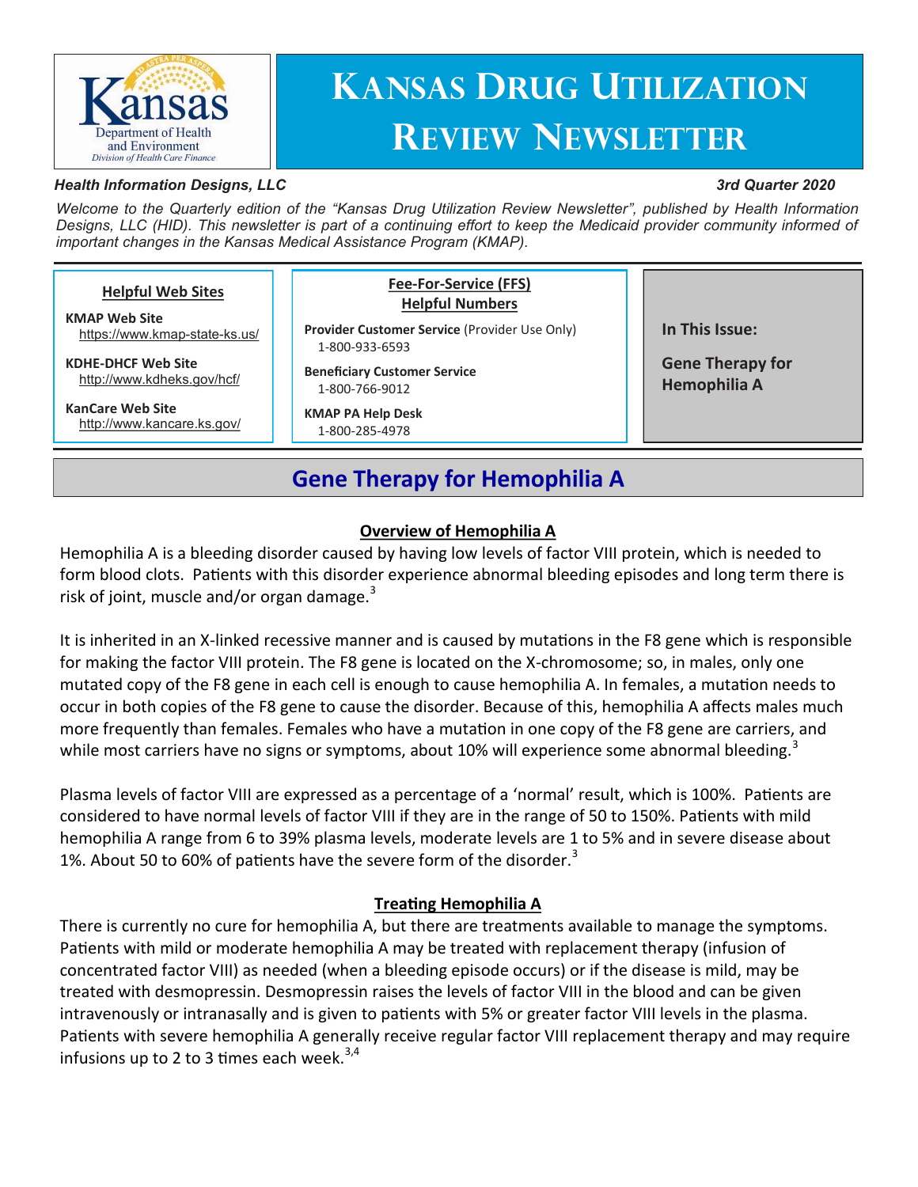# Kansas Drug Utilization Review Newsletter

Kansas Department of Health and Environment
*Division of Health Care Finance*

***Health Information Designs, LLC*** ***3rd Quarter 2020***

*Welcome to the Quarterly edition of the "Kansas Drug Utilization Review Newsletter", published by Health Information Designs, LLC (HID). This newsletter is part of a continuing effort to keep the Medicaid provider community informed of important changes in the Kansas Medical Assistance Program (KMAP).*

**Helpful Web Sites**

**KMAP Web Site**
https://www.kmap-state-ks.us/

**KDHE-DHCF Web Site**
http://www.kdheks.gov/hcf/

**KanCare Web Site**
http://www.kancare.ks.gov/

**Fee-For-Service (FFS) Helpful Numbers**

**Provider Customer Service** (Provider Use Only)
1-800-933-6593

**Beneficiary Customer Service**
1-800-766-9012

**KMAP PA Help Desk**
1-800-285-4978

**In This Issue:**

**Gene Therapy for Hemophilia A**

## Gene Therapy for Hemophilia A

### Overview of Hemophilia A

Hemophilia A is a bleeding disorder caused by having low levels of factor VIII protein, which is needed to form blood clots. Patients with this disorder experience abnormal bleeding episodes and long term there is risk of joint, muscle and/or organ damage.[3]

It is inherited in an X-linked recessive manner and is caused by mutations in the F8 gene which is responsible for making the factor VIII protein. The F8 gene is located on the X-chromosome; so, in males, only one mutated copy of the F8 gene in each cell is enough to cause hemophilia A. In females, a mutation needs to occur in both copies of the F8 gene to cause the disorder. Because of this, hemophilia A affects males much more frequently than females. Females who have a mutation in one copy of the F8 gene are carriers, and while most carriers have no signs or symptoms, about 10% will experience some abnormal bleeding.[3]

Plasma levels of factor VIII are expressed as a percentage of a 'normal' result, which is 100%. Patients are considered to have normal levels of factor VIII if they are in the range of 50 to 150%. Patients with mild hemophilia A range from 6 to 39% plasma levels, moderate levels are 1 to 5% and in severe disease about 1%. About 50 to 60% of patients have the severe form of the disorder.[3]

### Treating Hemophilia A

There is currently no cure for hemophilia A, but there are treatments available to manage the symptoms. Patients with mild or moderate hemophilia A may be treated with replacement therapy (infusion of concentrated factor VIII) as needed (when a bleeding episode occurs) or if the disease is mild, may be treated with desmopressin. Desmopressin raises the levels of factor VIII in the blood and can be given intravenously or intranasally and is given to patients with 5% or greater factor VIII levels in the plasma. Patients with severe hemophilia A generally receive regular factor VIII replacement therapy and may require infusions up to 2 to 3 times each week.[3,4]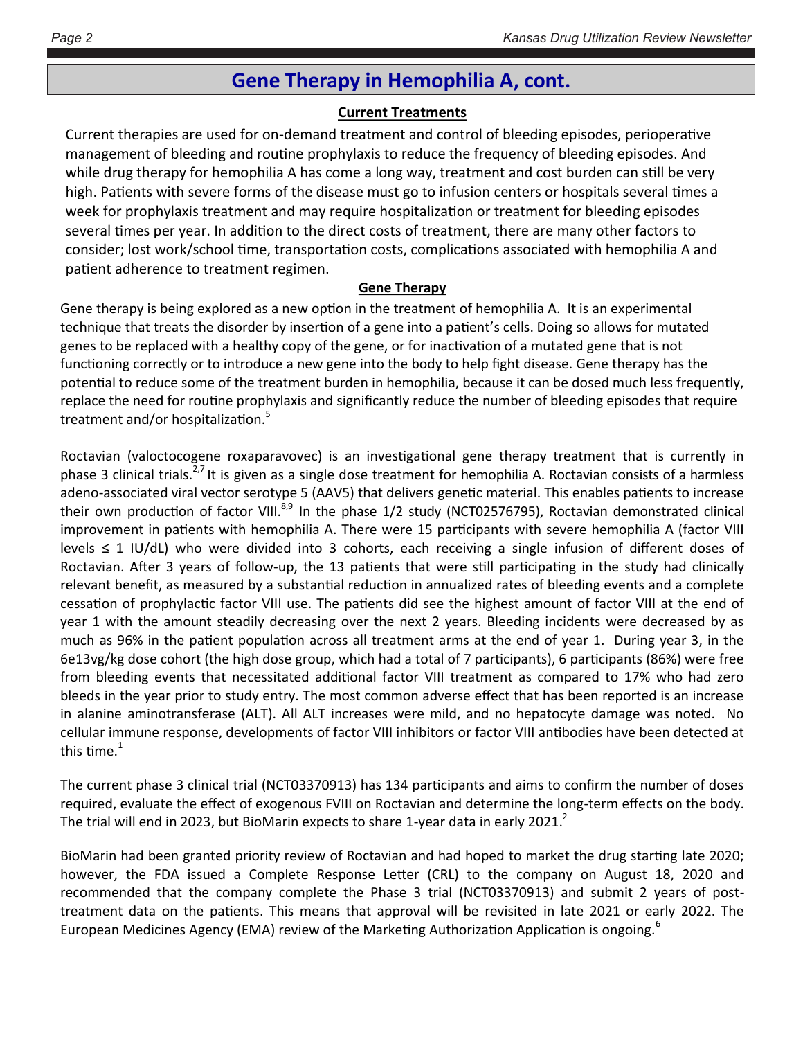## Gene Therapy in Hemophilia A, cont.

### Current Treatments

Current therapies are used for on-demand treatment and control of bleeding episodes, perioperative management of bleeding and routine prophylaxis to reduce the frequency of bleeding episodes. And while drug therapy for hemophilia A has come a long way, treatment and cost burden can still be very high. Patients with severe forms of the disease must go to infusion centers or hospitals several times a week for prophylaxis treatment and may require hospitalization or treatment for bleeding episodes several times per year. In addition to the direct costs of treatment, there are many other factors to consider; lost work/school time, transportation costs, complications associated with hemophilia A and patient adherence to treatment regimen.

### Gene Therapy

Gene therapy is being explored as a new option in the treatment of hemophilia A. It is an experimental technique that treats the disorder by insertion of a gene into a patient's cells. Doing so allows for mutated genes to be replaced with a healthy copy of the gene, or for inactivation of a mutated gene that is not functioning correctly or to introduce a new gene into the body to help fight disease. Gene therapy has the potential to reduce some of the treatment burden in hemophilia, because it can be dosed much less frequently, replace the need for routine prophylaxis and significantly reduce the number of bleeding episodes that require treatment and/or hospitalization.[5]

Roctavian (valoctocogene roxaparavovec) is an investigational gene therapy treatment that is currently in phase 3 clinical trials.[2,7] It is given as a single dose treatment for hemophilia A. Roctavian consists of a harmless adeno-associated viral vector serotype 5 (AAV5) that delivers genetic material. This enables patients to increase their own production of factor VIII.[8,9] In the phase 1/2 study (NCT02576795), Roctavian demonstrated clinical improvement in patients with hemophilia A. There were 15 participants with severe hemophilia A (factor VIII levels ≤ 1 IU/dL) who were divided into 3 cohorts, each receiving a single infusion of different doses of Roctavian. After 3 years of follow-up, the 13 patients that were still participating in the study had clinically relevant benefit, as measured by a substantial reduction in annualized rates of bleeding events and a complete cessation of prophylactic factor VIII use. The patients did see the highest amount of factor VIII at the end of year 1 with the amount steadily decreasing over the next 2 years. Bleeding incidents were decreased by as much as 96% in the patient population across all treatment arms at the end of year 1. During year 3, in the 6e13vg/kg dose cohort (the high dose group, which had a total of 7 participants), 6 participants (86%) were free from bleeding events that necessitated additional factor VIII treatment as compared to 17% who had zero bleeds in the year prior to study entry. The most common adverse effect that has been reported is an increase in alanine aminotransferase (ALT). All ALT increases were mild, and no hepatocyte damage was noted. No cellular immune response, developments of factor VIII inhibitors or factor VIII antibodies have been detected at this time.[1]

The current phase 3 clinical trial (NCT03370913) has 134 participants and aims to confirm the number of doses required, evaluate the effect of exogenous FVIII on Roctavian and determine the long-term effects on the body. The trial will end in 2023, but BioMarin expects to share 1-year data in early 2021.[2]

BioMarin had been granted priority review of Roctavian and had hoped to market the drug starting late 2020; however, the FDA issued a Complete Response Letter (CRL) to the company on August 18, 2020 and recommended that the company complete the Phase 3 trial (NCT03370913) and submit 2 years of post-treatment data on the patients. This means that approval will be revisited in late 2021 or early 2022. The European Medicines Agency (EMA) review of the Marketing Authorization Application is ongoing.[6]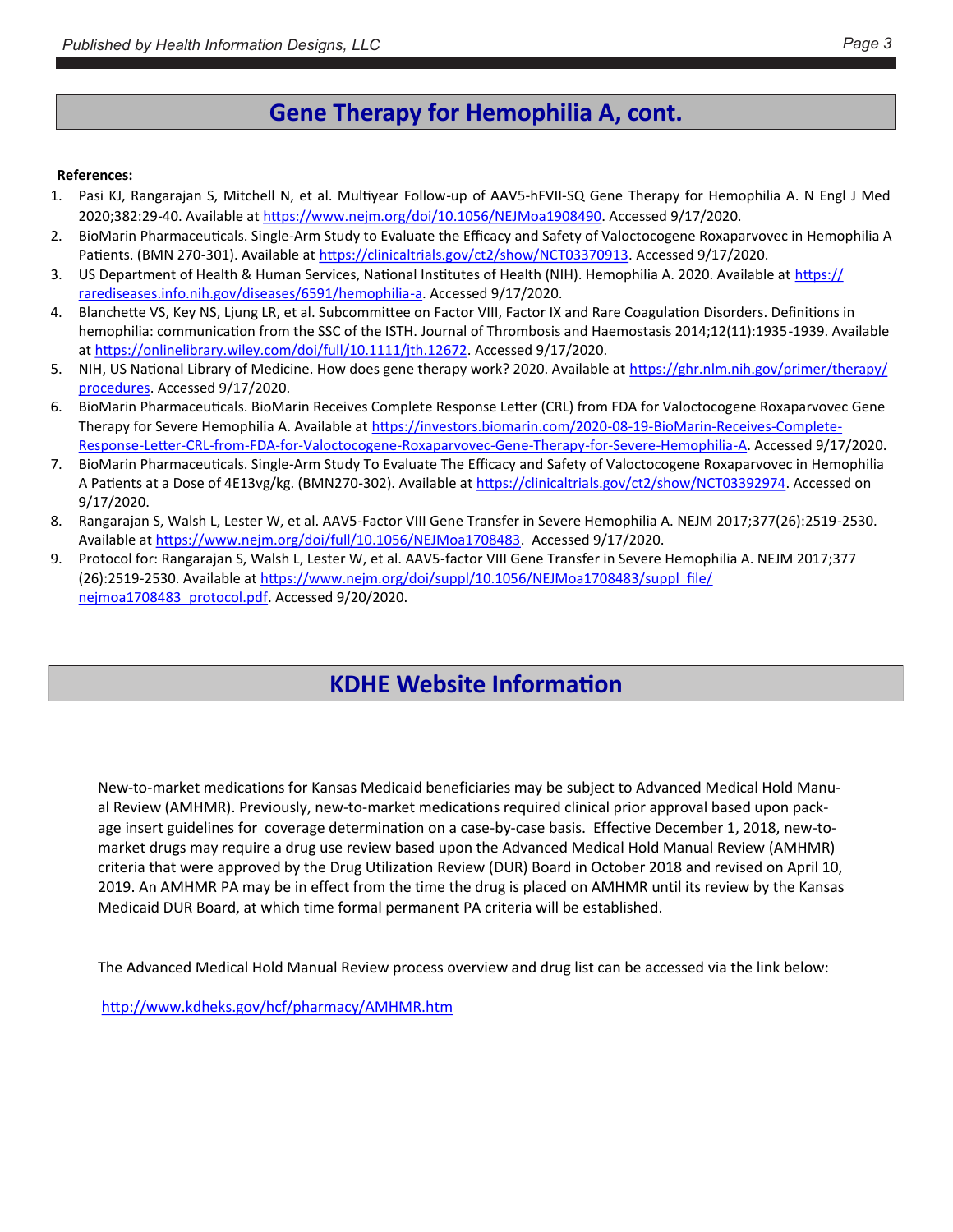## Gene Therapy for Hemophilia A, cont.

**References:**

1. Pasi KJ, Rangarajan S, Mitchell N, et al. Multiyear Follow-up of AAV5-hFVII-SQ Gene Therapy for Hemophilia A. N Engl J Med 2020;382:29-40. Available at https://www.nejm.org/doi/10.1056/NEJMoa1908490. Accessed 9/17/2020.
2. BioMarin Pharmaceuticals. Single-Arm Study to Evaluate the Efficacy and Safety of Valoctocogene Roxaparvovec in Hemophilia A Patients. (BMN 270-301). Available at https://clinicaltrials.gov/ct2/show/NCT03370913. Accessed 9/17/2020.
3. US Department of Health & Human Services, National Institutes of Health (NIH). Hemophilia A. 2020. Available at https://rarediseases.info.nih.gov/diseases/6591/hemophilia-a. Accessed 9/17/2020.
4. Blanchette VS, Key NS, Ljung LR, et al. Subcommittee on Factor VIII, Factor IX and Rare Coagulation Disorders. Definitions in hemophilia: communication from the SSC of the ISTH. Journal of Thrombosis and Haemostasis 2014;12(11):1935-1939. Available at https://onlinelibrary.wiley.com/doi/full/10.1111/jth.12672. Accessed 9/17/2020.
5. NIH, US National Library of Medicine. How does gene therapy work? 2020. Available at https://ghr.nlm.nih.gov/primer/therapy/procedures. Accessed 9/17/2020.
6. BioMarin Pharmaceuticals. BioMarin Receives Complete Response Letter (CRL) from FDA for Valoctocogene Roxaparvovec Gene Therapy for Severe Hemophilia A. Available at https://investors.biomarin.com/2020-08-19-BioMarin-Receives-Complete-Response-Letter-CRL-from-FDA-for-Valoctocogene-Roxaparvovec-Gene-Therapy-for-Severe-Hemophilia-A. Accessed 9/17/2020.
7. BioMarin Pharmaceuticals. Single-Arm Study To Evaluate The Efficacy and Safety of Valoctocogene Roxaparvovec in Hemophilia A Patients at a Dose of 4E13vg/kg. (BMN270-302). Available at https://clinicaltrials.gov/ct2/show/NCT03392974. Accessed on 9/17/2020.
8. Rangarajan S, Walsh L, Lester W, et al. AAV5-Factor VIII Gene Transfer in Severe Hemophilia A. NEJM 2017;377(26):2519-2530. Available at https://www.nejm.org/doi/full/10.1056/NEJMoa1708483. Accessed 9/17/2020.
9. Protocol for: Rangarajan S, Walsh L, Lester W, et al. AAV5-factor VIII Gene Transfer in Severe Hemophilia A. NEJM 2017;377(26):2519-2530. Available at https://www.nejm.org/doi/suppl/10.1056/NEJMoa1708483/suppl_file/nejmoa1708483_protocol.pdf. Accessed 9/20/2020.

## KDHE Website Information

New-to-market medications for Kansas Medicaid beneficiaries may be subject to Advanced Medical Hold Manual Review (AMHMR). Previously, new-to-market medications required clinical prior approval based upon package insert guidelines for coverage determination on a case-by-case basis. Effective December 1, 2018, new-to-market drugs may require a drug use review based upon the Advanced Medical Hold Manual Review (AMHMR) criteria that were approved by the Drug Utilization Review (DUR) Board in October 2018 and revised on April 10, 2019. An AMHMR PA may be in effect from the time the drug is placed on AMHMR until its review by the Kansas Medicaid DUR Board, at which time formal permanent PA criteria will be established.

The Advanced Medical Hold Manual Review process overview and drug list can be accessed via the link below:

http://www.kdheks.gov/hcf/pharmacy/AMHMR.htm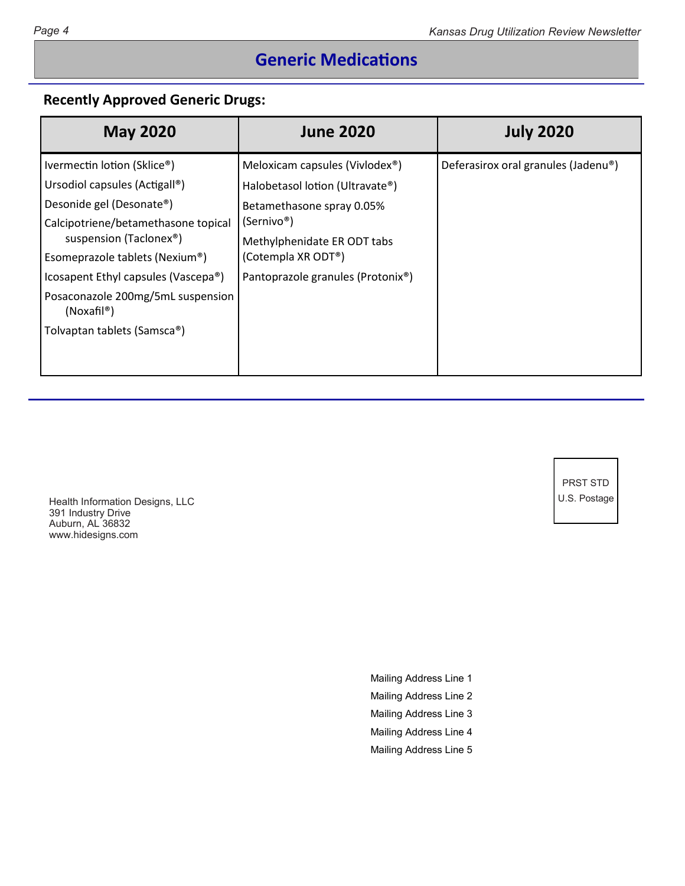# Generic Medications

## Recently Approved Generic Drugs:

| May 2020 | June 2020 | July 2020 |
|---|---|---|
| Ivermectin lotion (Sklice®) | Meloxicam capsules (Vivlodex®) | Deferasirox oral granules (Jadenu®) |
| Ursodiol capsules (Actigall®) | Halobetasol lotion (Ultravate®) | |
| Desonide gel (Desonate®) | Betamethasone spray 0.05% (Sernivo®) | |
| Calcipotriene/betamethasone topical suspension (Taclonex®) | Methylphenidate ER ODT tabs (Cotempla XR ODT®) | |
| Esomeprazole tablets (Nexium®) | Pantoprazole granules (Protonix®) | |
| Icosapent Ethyl capsules (Vascepa®) | | |
| Posaconazole 200mg/5mL suspension (Noxafil®) | | |
| Tolvaptan tablets (Samsca®) | | |

Health Information Designs, LLC
391 Industry Drive
Auburn, AL 36832
www.hidesigns.com

PRST STD
U.S. Postage

Mailing Address Line 1
Mailing Address Line 2
Mailing Address Line 3
Mailing Address Line 4
Mailing Address Line 5